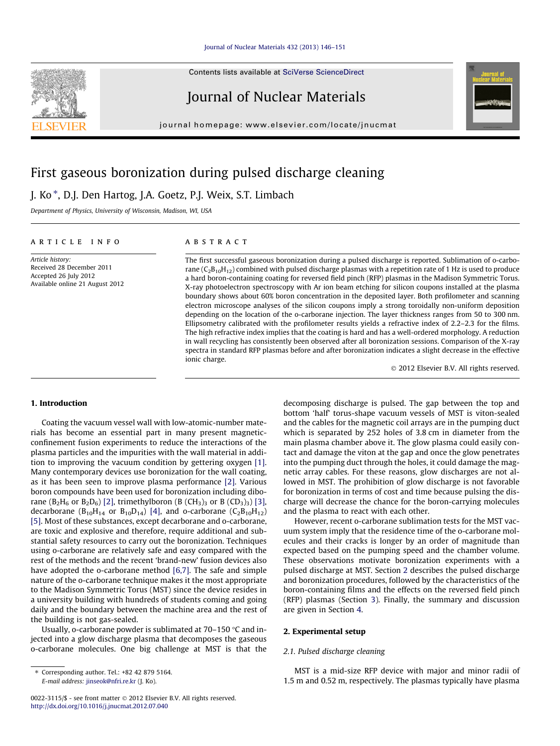# First gaseous boronization during pulsed discharge cleaning

J. Ko *, D.J. Den Hartog, J.A. Goetz, P.J. Weix, S.T. Limbach

*Department of Physics, University of Wisconsin, Madison, WI, USA*

**ARTICLE INFO**

*Article history:*
Received 28 December 2011
Accepted 26 July 2012
Available online 21 August 2012

**ABSTRACT**

The first successful gaseous boronization during a pulsed discharge is reported. Sublimation of o-carborane ($C_2B_{10}H_{12}$) combined with pulsed discharge plasmas with a repetition rate of 1 Hz is used to produce a hard boron-containing coating for reversed field pinch (RFP) plasmas in the Madison Symmetric Torus. X-ray photoelectron spectroscopy with Ar ion beam etching for silicon coupons installed at the plasma boundary shows about 60% boron concentration in the deposited layer. Both profilometer and scanning electron microscope analyses of the silicon coupons imply a strong toroidally non-uniform deposition depending on the location of the o-carborane injection. The layer thickness ranges from 50 to 300 nm. Ellipsometry calibrated with the profilometer results yields a refractive index of 2.2–2.3 for the films. The high refractive index implies that the coating is hard and has a well-ordered morphology. A reduction in wall recycling has consistently been observed after all boronization sessions. Comparison of the X-ray spectra in standard RFP plasmas before and after boronization indicates a slight decrease in the effective ionic charge.

© 2012 Elsevier B.V. All rights reserved.

## 1. Introduction

Coating the vacuum vessel wall with low-atomic-number materials has become an essential part in many present magnetic-confinement fusion experiments to reduce the interactions of the plasma particles and the impurities with the wall material in addition to improving the vacuum condition by gettering oxygen [1]. Many contemporary devices use boronization for the wall coating, as it has been seen to improve plasma performance [2]. Various boron compounds have been used for boronization including diborane ($B_2H_6$ or $B_2D_6$) [2], trimethylboron ($B(CH_3)_3$ or $B(CD_3)_3$) [3], decarborane ($B_{10}H_{14}$ or $B_{10}D_{14}$) [4], and o-carborane ($C_2B_{10}H_{12}$) [5]. Most of these substances, except decarborane and o-carborane, are toxic and explosive and therefore, require additional and substantial safety resources to carry out the boronization. Techniques using o-carborane are relatively safe and easy compared with the rest of the methods and the recent 'brand-new' fusion devices also have adopted the o-carborane method [6,7]. The safe and simple nature of the o-carborane technique makes it the most appropriate to the Madison Symmetric Torus (MST) since the device resides in a university building with hundreds of students coming and going daily and the boundary between the machine area and the rest of the building is not gas-sealed.

Usually, o-carborane powder is sublimated at 70–150 °C and injected into a glow discharge plasma that decomposes the gaseous o-carborane molecules. One big challenge at MST is that the decomposing discharge is pulsed. The gap between the top and bottom 'half' torus-shape vacuum vessels of MST is viton-sealed and the cables for the magnetic coil arrays are in the pumping duct which is separated by 252 holes of 3.8 cm in diameter from the main plasma chamber above it. The glow plasma could easily contact and damage the viton at the gap and once the glow penetrates into the pumping duct through the holes, it could damage the magnetic array cables. For these reasons, glow discharges are not allowed in MST. The prohibition of glow discharge is not favorable for boronization in terms of cost and time because pulsing the discharge will decrease the chance for the boron-carrying molecules and the plasma to react with each other.

However, recent o-carborane sublimation tests for the MST vacuum system imply that the residence time of the o-carborane molecules and their cracks is longer by an order of magnitude than expected based on the pumping speed and the chamber volume. These observations motivate boronization experiments with a pulsed discharge at MST. Section 2 describes the pulsed discharge and boronization procedures, followed by the characteristics of the boron-containing films and the effects on the reversed field pinch (RFP) plasmas (Section 3). Finally, the summary and discussion are given in Section 4.

## 2. Experimental setup

### 2.1. Pulsed discharge cleaning

MST is a mid-size RFP device with major and minor radii of 1.5 m and 0.52 m, respectively. The plasmas typically have plasma

* Corresponding author. Tel.: +82 42 879 5164.
E-mail address: jinseok@nfri.re.kr (J. Ko).

0022-3115/$ - see front matter © 2012 Elsevier B.V. All rights reserved.
http://dx.doi.org/10.1016/j.jnucmat.2012.07.040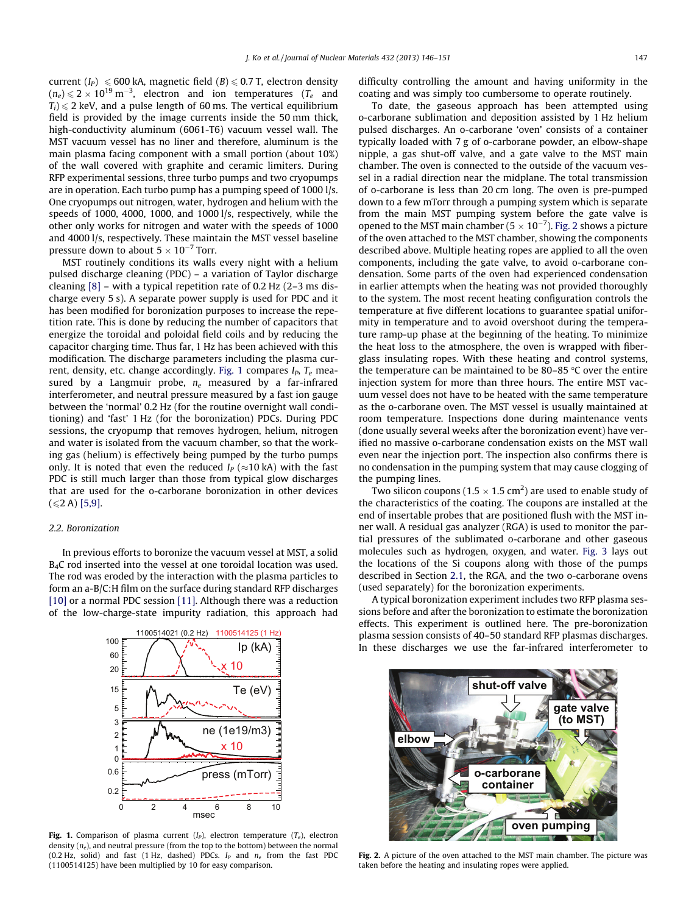current ($I_P$) $\leqslant$ 600 kA, magnetic field ($B$) $\leqslant$ 0.7 T, electron density ($n_e$) $\leqslant 2 \times 10^{19}$ m$^{-3}$, electron and ion temperatures ($T_e$ and $T_i$) $\leqslant$ 2 keV, and a pulse length of 60 ms. The vertical equilibrium field is provided by the image currents inside the 50 mm thick, high-conductivity aluminum (6061-T6) vacuum vessel wall. The MST vacuum vessel has no liner and therefore, aluminum is the main plasma facing component with a small portion (about 10%) of the wall covered with graphite and ceramic limiters. During RFP experimental sessions, three turbo pumps and two cryopumps are in operation. Each turbo pump has a pumping speed of 1000 l/s. One cryopumps out nitrogen, water, hydrogen and helium with the speeds of 1000, 4000, 1000, and 1000 l/s, respectively, while the other only works for nitrogen and water with the speeds of 1000 and 4000 l/s, respectively. These maintain the MST vessel baseline pressure down to about $5 \times 10^{-7}$ Torr.

MST routinely conditions its walls every night with a helium pulsed discharge cleaning (PDC) – a variation of Taylor discharge cleaning [8] – with a typical repetition rate of 0.2 Hz (2–3 ms discharge every 5 s). A separate power supply is used for PDC and it has been modified for boronization purposes to increase the repetition rate. This is done by reducing the number of capacitors that energize the toroidal and poloidal field coils and by reducing the capacitor charging time. Thus far, 1 Hz has been achieved with this modification. The discharge parameters including the plasma current, density, etc. change accordingly. Fig. 1 compares $I_P$, $T_e$ measured by a Langmuir probe, $n_e$ measured by a far-infrared interferometer, and neutral pressure measured by a fast ion gauge between the 'normal' 0.2 Hz (for the routine overnight wall conditioning) and 'fast' 1 Hz (for the boronization) PDCs. During PDC sessions, the cryopump that removes hydrogen, helium, nitrogen and water is isolated from the vacuum chamber, so that the working gas (helium) is effectively being pumped by the turbo pumps only. It is noted that even the reduced $I_P$ ($\approx$10 kA) with the fast PDC is still much larger than those from typical glow discharges that are used for the o-carborane boronization in other devices ($\leqslant$2 A) [5,9].

Fig. 1. Comparison of plasma current ($I_P$), electron temperature ($T_e$), electron density ($n_e$), and neutral pressure (from the top to the bottom) between the normal (0.2 Hz, solid) and fast (1 Hz, dashed) PDCs. $I_P$ and $n_e$ from the fast PDC (1100514125) have been multiplied by 10 for easy comparison.

### 2.2. Boronization

In previous efforts to boronize the vacuum vessel at MST, a solid $B_4C$ rod inserted into the vessel at one toroidal location was used. The rod was eroded by the interaction with the plasma particles to form an a-B/C:H film on the surface during standard RFP discharges [10] or a normal PDC session [11]. Although there was a reduction of the low-charge-state impurity radiation, this approach had difficulty controlling the amount and having uniformity in the coating and was simply too cumbersome to operate routinely.

To date, the gaseous approach has been attempted using o-carborane sublimation and deposition assisted by 1 Hz helium pulsed discharges. An o-carborane 'oven' consists of a container typically loaded with 7 g of o-carborane powder, an elbow-shape nipple, a gas shut-off valve, and a gate valve to the MST main chamber. The oven is connected to the outside of the vacuum vessel in a radial direction near the midplane. The total transmission of o-carborane is less than 20 cm long. The oven is pre-pumped down to a few mTorr through a pumping system which is separate from the main MST pumping system before the gate valve is opened to the MST main chamber ($5 \times 10^{-7}$). Fig. 2 shows a picture of the oven attached to the MST chamber, showing the components described above. Multiple heating ropes are applied to all the oven components, including the gate valve, to avoid o-carborane condensation. Some parts of the oven had experienced condensation in earlier attempts when the heating was not provided thoroughly to the system. The most recent heating configuration controls the temperature at five different locations to guarantee spatial uniformity in temperature and to avoid overshoot during the temperature ramp-up phase at the beginning of the heating. To minimize the heat loss to the atmosphere, the oven is wrapped with fiberglass insulating ropes. With these heating and control systems, the temperature can be maintained to be 80–85 °C over the entire injection system for more than three hours. The entire MST vacuum vessel does not have to be heated with the same temperature as the o-carborane oven. The MST vessel is usually maintained at room temperature. Inspections done during maintenance vents (done usually several weeks after the boronization event) have verified no massive o-carborane condensation exists on the MST wall even near the injection port. The inspection also confirms there is no condensation in the pumping system that may cause clogging of the pumping lines.

Two silicon coupons ($1.5 \times 1.5$ cm$^2$) are used to enable study of the characteristics of the coating. The coupons are installed at the end of insertable probes that are positioned flush with the MST inner wall. A residual gas analyzer (RGA) is used to monitor the partial pressures of the sublimated o-carborane and other gaseous molecules such as hydrogen, oxygen, and water. Fig. 3 lays out the locations of the Si coupons along with those of the pumps described in Section 2.1, the RGA, and the two o-carborane ovens (used separately) for the boronization experiments.

A typical boronization experiment includes two RFP plasma sessions before and after the boronization to estimate the boronization effects. This experiment is outlined here. The pre-boronization plasma session consists of 40–50 standard RFP plasmas discharges. In these discharges we use the far-infrared interferometer to

Fig. 2. A picture of the oven attached to the MST main chamber. The picture was taken before the heating and insulating ropes were applied.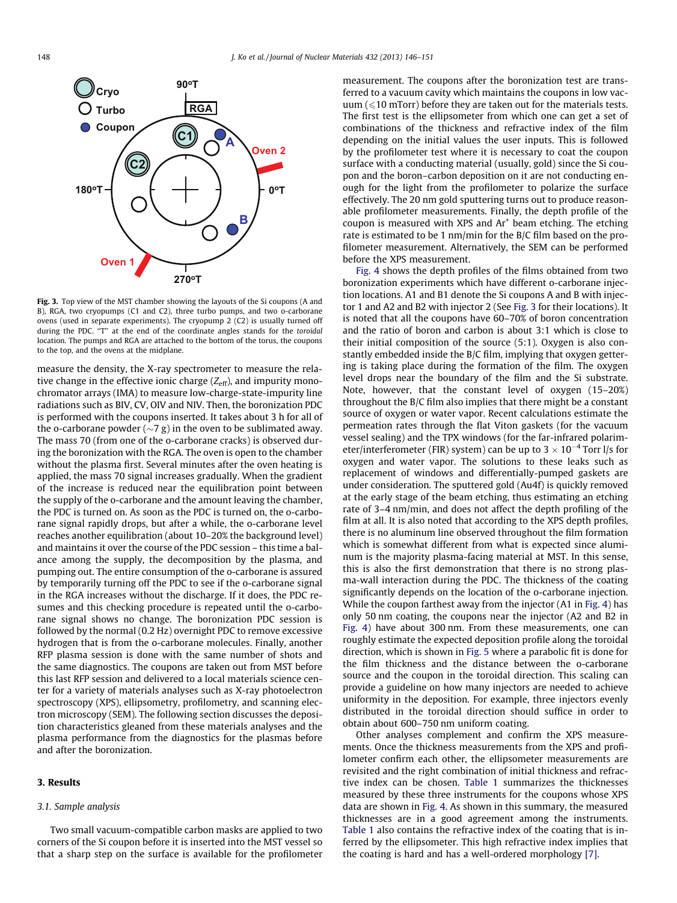Fig. 3. Top view of the MST chamber showing the layouts of the Si coupons (A and B), RGA, two cryopumps (C1 and C2), three turbo pumps, and two o-carborane ovens (used in separate experiments). The cryopump 2 (C2) is usually turned off during the PDC. "T" at the end of the coordinate angles stands for the *toroidal* location. The pumps and RGA are attached to the bottom of the torus, the coupons to the top, and the ovens at the midplane.

measure the density, the X-ray spectrometer to measure the relative change in the effective ionic charge ($Z_{eff}$), and impurity monochromator arrays (IMA) to measure low-charge-state-impurity line radiations such as BIV, CV, OIV and NIV. Then, the boronization PDC is performed with the coupons inserted. It takes about 3 h for all of the o-carborane powder (~7 g) in the oven to be sublimated away. The mass 70 (from one of the o-carborane cracks) is observed during the boronization with the RGA. The oven is open to the chamber without the plasma first. Several minutes after the oven heating is applied, the mass 70 signal increases gradually. When the gradient of the increase is reduced near the equilibration point between the supply of the o-carborane and the amount leaving the chamber, the PDC is turned on. As soon as the PDC is turned on, the o-carborane signal rapidly drops, but after a while, the o-carborane level reaches another equilibration (about 10–20% the background level) and maintains it over the course of the PDC session – this time a balance among the supply, the decomposition by the plasma, and pumping out. The entire consumption of the o-carborane is assured by temporarily turning off the PDC to see if the o-carborane signal in the RGA increases without the discharge. If it does, the PDC resumes and this checking procedure is repeated until the o-carborane signal shows no change. The boronization PDC session is followed by the normal (0.2 Hz) overnight PDC to remove excessive hydrogen that is from the o-carborane molecules. Finally, another RFP plasma session is done with the same number of shots and the same diagnostics. The coupons are taken out from MST before this last RFP session and delivered to a local materials science center for a variety of materials analyses such as X-ray photoelectron spectroscopy (XPS), ellipsometry, profilometry, and scanning electron microscopy (SEM). The following section discusses the deposition characteristics gleaned from these materials analyses and the plasma performance from the diagnostics for the plasmas before and after the boronization.

## 3. Results

### 3.1. Sample analysis

Two small vacuum-compatible carbon masks are applied to two corners of the Si coupon before it is inserted into the MST vessel so that a sharp step on the surface is available for the profilometer measurement. The coupons after the boronization test are transferred to a vacuum cavity which maintains the coupons in low vacuum ($\leqslant$10 mTorr) before they are taken out for the materials tests. The first test is the ellipsometer from which one can get a set of combinations of the thickness and refractive index of the film depending on the initial values the user inputs. This is followed by the profilometer test where it is necessary to coat the coupon surface with a conducting material (usually, gold) since the Si coupon and the boron–carbon deposition on it are not conducting enough for the light from the profilometer to polarize the surface effectively. The 20 nm gold sputtering turns out to produce reasonable profilometer measurements. Finally, the depth profile of the coupon is measured with XPS and $Ar^+$ beam etching. The etching rate is estimated to be 1 nm/min for the B/C film based on the profilometer measurement. Alternatively, the SEM can be performed before the XPS measurement.

Fig. 4 shows the depth profiles of the films obtained from two boronization experiments which have different o-carborane injection locations. A1 and B1 denote the Si coupons A and B with injector 1 and A2 and B2 with injector 2 (See Fig. 3 for their locations). It is noted that all the coupons have 60–70% of boron concentration and the ratio of boron and carbon is about 3:1 which is close to their initial composition of the source (5:1). Oxygen is also constantly embedded inside the B/C film, implying that oxygen gettering is taking place during the formation of the film. The oxygen level drops near the boundary of the film and the Si substrate. Note, however, that the constant level of oxygen (15–20%) throughout the B/C film also implies that there might be a constant source of oxygen or water vapor. Recent calculations estimate the permeation rates through the flat Viton gaskets (for the vacuum vessel sealing) and the TPX windows (for the far-infrared polarimeter/interferometer (FIR) system) can be up to $3 \times 10^{-4}$ Torr l/s for oxygen and water vapor. The solutions to these leaks such as replacement of windows and differentially-pumped gaskets are under consideration. The sputtered gold (Au4f) is quickly removed at the early stage of the beam etching, thus estimating an etching rate of 3–4 nm/min, and does not affect the depth profiling of the film at all. It is also noted that according to the XPS depth profiles, there is no aluminum line observed throughout the film formation which is somewhat different from what is expected since aluminum is the majority plasma-facing material at MST. In this sense, this is also the first demonstration that there is no strong plasma-wall interaction during the PDC. The thickness of the coating significantly depends on the location of the o-carborane injection. While the coupon farthest away from the injector (A1 in Fig. 4) has only 50 nm coating, the coupons near the injector (A2 and B2 in Fig. 4) have about 300 nm. From these measurements, one can roughly estimate the expected deposition profile along the toroidal direction, which is shown in Fig. 5 where a parabolic fit is done for the film thickness and the distance between the o-carborane source and the coupon in the toroidal direction. This scaling can provide a guideline on how many injectors are needed to achieve uniformity in the deposition. For example, three injectors evenly distributed in the toroidal direction should suffice in order to obtain about 600–750 nm uniform coating.

Other analyses complement and confirm the XPS measurements. Once the thickness measurements from the XPS and profilometer confirm each other, the ellipsometer measurements are revisited and the right combination of initial thickness and refractive index can be chosen. Table 1 summarizes the thicknesses measured by these three instruments for the coupons whose XPS data are shown in Fig. 4. As shown in this summary, the measured thicknesses are in a good agreement among the instruments. Table 1 also contains the refractive index of the coating that is inferred by the ellipsometer. This high refractive index implies that the coating is hard and has a well-ordered morphology [7].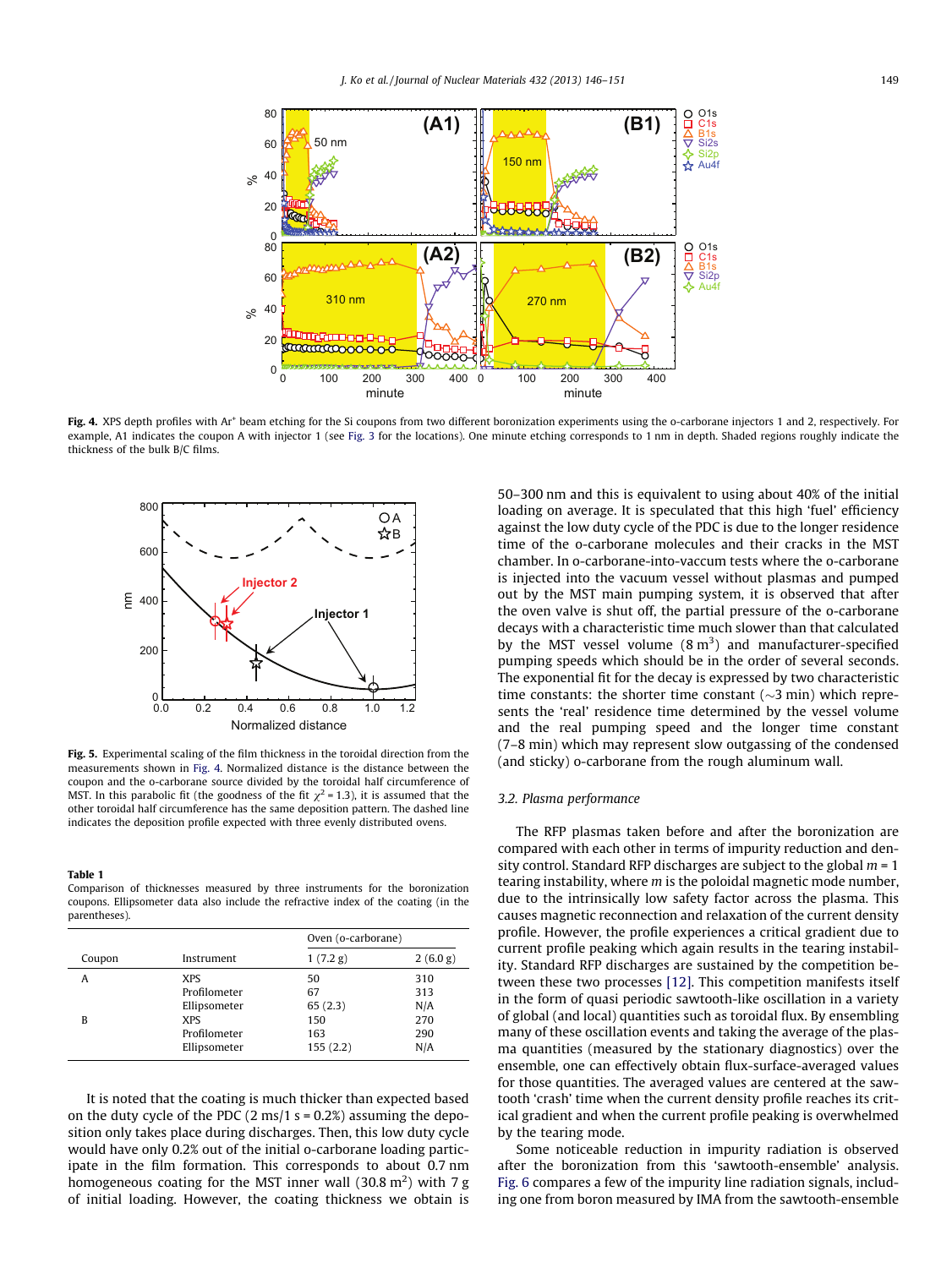**Fig. 4.** XPS depth profiles with Ar$^+$ beam etching for the Si coupons from two different boronization experiments using the o-carborane injectors 1 and 2, respectively. For example, A1 indicates the coupon A with injector 1 (see Fig. 3 for the locations). One minute etching corresponds to 1 nm in depth. Shaded regions roughly indicate the thickness of the bulk B/C films.

**Fig. 5.** Experimental scaling of the film thickness in the toroidal direction from the measurements shown in Fig. 4. Normalized distance is the distance between the coupon and the o-carborane source divided by the toroidal half circumference of MST. In this parabolic fit (the goodness of the fit $\chi^2 = 1.3$), it is assumed that the other toroidal half circumference has the same deposition pattern. The dashed line indicates the deposition profile expected with three evenly distributed ovens.

**Table 1**
Comparison of thicknesses measured by three instruments for the boronization coupons. Ellipsometer data also include the refractive index of the coating (in the parentheses).

| Coupon | Instrument | Oven (o-carborane) | |
|---|---|---|---|
| | | 1 (7.2 g) | 2 (6.0 g) |
| A | XPS | 50 | 310 |
| | Profilometer | 67 | 313 |
| | Ellipsometer | 65 (2.3) | N/A |
| B | XPS | 150 | 270 |
| | Profilometer | 163 | 290 |
| | Ellipsometer | 155 (2.2) | N/A |

It is noted that the coating is much thicker than expected based on the duty cycle of the PDC (2 ms/1 s = 0.2%) assuming the deposition only takes place during discharges. Then, this low duty cycle would have only 0.2% out of the initial o-carborane loading participate in the film formation. This corresponds to about 0.7 nm homogeneous coating for the MST inner wall (30.8 m$^2$) with 7 g of initial loading. However, the coating thickness we obtain is 50–300 nm and this is equivalent to using about 40% of the initial loading on average. It is speculated that this high 'fuel' efficiency against the low duty cycle of the PDC is due to the longer residence time of the o-carborane molecules and their cracks in the MST chamber. In o-carborane-into-vaccum tests where the o-carborane is injected into the vacuum vessel without plasmas and pumped out by the MST main pumping system, it is observed that after the oven valve is shut off, the partial pressure of the o-carborane decays with a characteristic time much slower than that calculated by the MST vessel volume (8 m$^3$) and manufacturer-specified pumping speeds which should be in the order of several seconds. The exponential fit for the decay is expressed by two characteristic time constants: the shorter time constant (~3 min) which represents the 'real' residence time determined by the vessel volume and the real pumping speed and the longer time constant (7–8 min) which may represent slow outgassing of the condensed (and sticky) o-carborane from the rough aluminum wall.

### 3.2. Plasma performance

The RFP plasmas taken before and after the boronization are compared with each other in terms of impurity reduction and density control. Standard RFP discharges are subject to the global $m = 1$ tearing instability, where $m$ is the poloidal magnetic mode number, due to the intrinsically low safety factor across the plasma. This causes magnetic reconnection and relaxation of the current density profile. However, the profile experiences a critical gradient due to current profile peaking which again results in the tearing instability. Standard RFP discharges are sustained by the competition between these two processes [12]. This competition manifests itself in the form of quasi periodic sawtooth-like oscillation in a variety of global (and local) quantities such as toroidal flux. By ensembling many of these oscillation events and taking the average of the plasma quantities (measured by the stationary diagnostics) over the ensemble, one can effectively obtain flux-surface-averaged values for those quantities. The averaged values are centered at the sawtooth 'crash' time when the current density profile reaches its critical gradient and when the current profile peaking is overwhelmed by the tearing mode.

Some noticeable reduction in impurity radiation is observed after the boronization from this 'sawtooth-ensemble' analysis. Fig. 6 compares a few of the impurity line radiation signals, including one from boron measured by IMA from the sawtooth-ensemble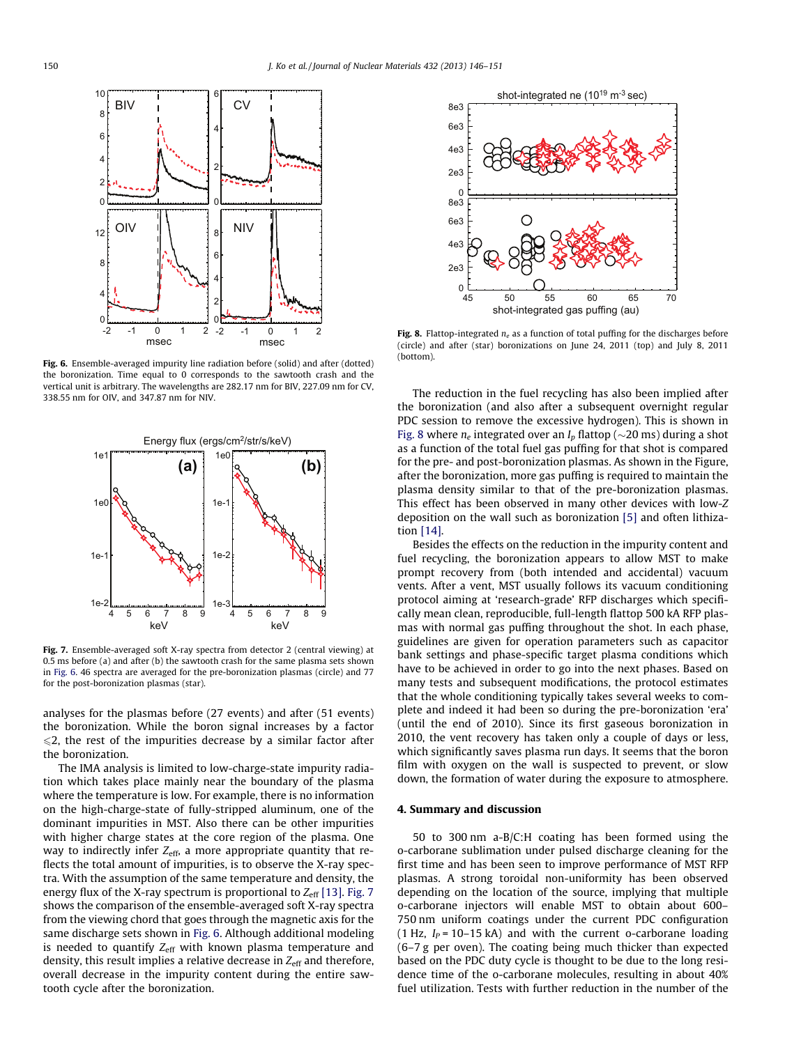Fig. 6. Ensemble-averaged impurity line radiation before (solid) and after (dotted) the boronization. Time equal to 0 corresponds to the sawtooth crash and the vertical unit is arbitrary. The wavelengths are 282.17 nm for BIV, 227.09 nm for CV, 338.55 nm for OIV, and 347.87 nm for NIV.

Fig. 7. Ensemble-averaged soft X-ray spectra from detector 2 (central viewing) at 0.5 ms before (a) and after (b) the sawtooth crash for the same plasma sets shown in Fig. 6. 46 spectra are averaged for the pre-boronization plasmas (circle) and 77 for the post-boronization plasmas (star).

analyses for the plasmas before (27 events) and after (51 events) the boronization. While the boron signal increases by a factor $\leqslant 2$, the rest of the impurities decrease by a similar factor after the boronization.

The IMA analysis is limited to low-charge-state impurity radiation which takes place mainly near the boundary of the plasma where the temperature is low. For example, there is no information on the high-charge-state of fully-stripped aluminum, one of the dominant impurities in MST. Also there can be other impurities with higher charge states at the core region of the plasma. One way to indirectly infer $Z_{\mathrm{eff}}$, a more appropriate quantity that reflects the total amount of impurities, is to observe the X-ray spectra. With the assumption of the same temperature and density, the energy flux of the X-ray spectrum is proportional to $Z_{\mathrm{eff}}$ [13]. Fig. 7 shows the comparison of the ensemble-averaged soft X-ray spectra from the viewing chord that goes through the magnetic axis for the same discharge sets shown in Fig. 6. Although additional modeling is needed to quantify $Z_{\mathrm{eff}}$ with known plasma temperature and density, this result implies a relative decrease in $Z_{\mathrm{eff}}$ and therefore, overall decrease in the impurity content during the entire sawtooth cycle after the boronization.

Fig. 8. Flattop-integrated $n_e$ as a function of total puffing for the discharges before (circle) and after (star) boronizations on June 24, 2011 (top) and July 8, 2011 (bottom).

The reduction in the fuel recycling has also been implied after the boronization (and also after a subsequent overnight regular PDC session to remove the excessive hydrogen). This is shown in Fig. 8 where $n_e$ integrated over an $I_p$ flattop (~20 ms) during a shot as a function of the total fuel gas puffing for that shot is compared for the pre- and post-boronization plasmas. As shown in the Figure, after the boronization, more gas puffing is required to maintain the plasma density similar to that of the pre-boronization plasmas. This effect has been observed in many other devices with low-$Z$ deposition on the wall such as boronization [5] and often lithiation [14].

Besides the effects on the reduction in the impurity content and fuel recycling, the boronization appears to allow MST to make prompt recovery from (both intended and accidental) vacuum vents. After a vent, MST usually follows its vacuum conditioning protocol aiming at 'research-grade' RFP discharges which specifically mean clean, reproducible, full-length flattop 500 kA RFP plasmas with normal gas puffing throughout the shot. In each phase, guidelines are given for operation parameters such as capacitor bank settings and phase-specific target plasma conditions which have to be achieved in order to go into the next phases. Based on many tests and subsequent modifications, the protocol estimates that the whole conditioning typically takes several weeks to complete and indeed it had been so during the pre-boronization 'era' (until the end of 2010). Since its first gaseous boronization in 2010, the vent recovery has taken only a couple of days or less, which significantly saves plasma run days. It seems that the boron film with oxygen on the wall is suspected to prevent, or slow down, the formation of water during the exposure to atmosphere.

## 4. Summary and discussion

50 to 300 nm a-B/C:H coating has been formed using the o-carborane sublimation under pulsed discharge cleaning for the first time and has been seen to improve performance of MST RFP plasmas. A strong toroidal non-uniformity has been observed depending on the location of the source, implying that multiple o-carborane injectors will enable MST to obtain about 600–750 nm uniform coatings under the current PDC configuration (1 Hz, $I_P$ = 10–15 kA) and with the current o-carborane loading (6–7 g per oven). The coating being much thicker than expected based on the PDC duty cycle is thought to be due to the long residence time of the o-carborane molecules, resulting in about 40% fuel utilization. Tests with further reduction in the number of the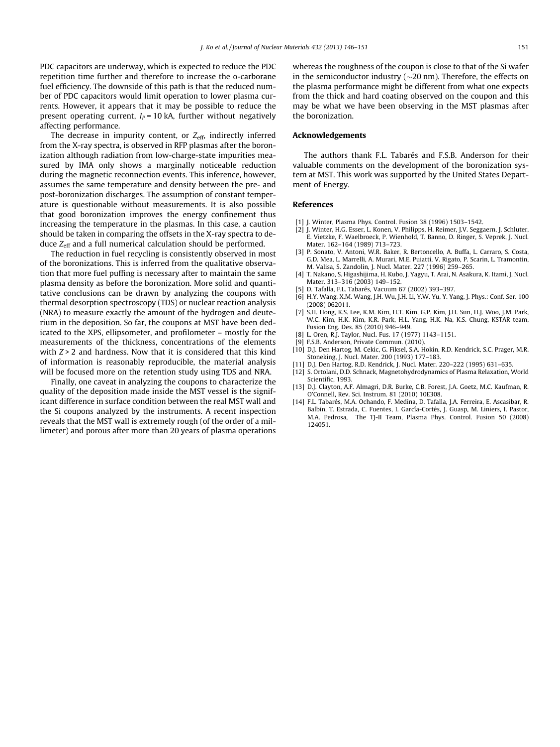PDC capacitors are underway, which is expected to reduce the PDC repetition time further and therefore to increase the o-carborane fuel efficiency. The downside of this path is that the reduced number of PDC capacitors would limit operation to lower plasma currents. However, it appears that it may be possible to reduce the present operating current, $I_P = 10$ kA, further without negatively affecting performance.

The decrease in impurity content, or $Z_{\text{eff}}$, indirectly inferred from the X-ray spectra, is observed in RFP plasmas after the boronization although radiation from low-charge-state impurities measured by IMA only shows a marginally noticeable reduction during the magnetic reconnection events. This inference, however, assumes the same temperature and density between the pre- and post-boronization discharges. The assumption of constant temperature is questionable without measurements. It is also possible that good boronization improves the energy confinement thus increasing the temperature in the plasmas. In this case, a caution should be taken in comparing the offsets in the X-ray spectra to deduce $Z_{\text{eff}}$ and a full numerical calculation should be performed.

The reduction in fuel recycling is consistently observed in most of the boronizations. This is inferred from the qualitative observation that more fuel puffing is necessary after to maintain the same plasma density as before the boronization. More solid and quantitative conclusions can be drawn by analyzing the coupons with thermal desorption spectroscopy (TDS) or nuclear reaction analysis (NRA) to measure exactly the amount of the hydrogen and deuterium in the deposition. So far, the coupons at MST have been dedicated to the XPS, ellipsometer, and profilometer – mostly for the measurements of the thickness, concentrations of the elements with $Z > 2$ and hardness. Now that it is considered that this kind of information is reasonably reproducible, the material analysis will be focused more on the retention study using TDS and NRA.

Finally, one caveat in analyzing the coupons to characterize the quality of the deposition made inside the MST vessel is the significant difference in surface condition between the real MST wall and the Si coupons analyzed by the instruments. A recent inspection reveals that the MST wall is extremely rough (of the order of a millimeter) and porous after more than 20 years of plasma operations whereas the roughness of the coupon is close to that of the Si wafer in the semiconductor industry (~20 nm). Therefore, the effects on the plasma performance might be different from what one expects from the thick and hard coating observed on the coupon and this may be what we have been observing in the MST plasmas after the boronization.

## Acknowledgements

The authors thank F.L. Tabarés and F.S.B. Anderson for their valuable comments on the development of the boronization system at MST. This work was supported by the United States Department of Energy.

## References

[1] J. Winter, Plasma Phys. Control. Fusion 38 (1996) 1503–1542.
[2] J. Winter, H.G. Esser, L. Konen, V. Philipps, H. Reimer, J.V. Seggaern, J. Schluter, E. Vietzke, F. Waelbroeck, P. Wienhold, T. Banno, D. Ringer, S. Veprek, J. Nucl. Mater. 162–164 (1989) 713–723.
[3] P. Sonato, V. Antoni, W.R. Baker, R. Bertoncello, A. Buffa, L. Carraro, S. Costa, G.D. Mea, L. Marrelli, A. Murari, M.E. Puiatti, V. Rigato, P. Scarin, L. Tramontin, M. Valisa, S. Zandolin, J. Nucl. Mater. 227 (1996) 259–265.
[4] T. Nakano, S. Higashijima, H. Kubo, J. Yagyu, T. Arai, N. Asakura, K. Itami, J. Nucl. Mater. 313–316 (2003) 149–152.
[5] D. Tafalla, F.L. Tabarés, Vacuum 67 (2002) 393–397.
[6] H.Y. Wang, X.M. Wang, J.H. Wu, J.H. Li, Y.W. Yu, Y. Yang, J. Phys.: Conf. Ser. 100 (2008) 062011.
[7] S.H. Hong, K.S. Lee, K.M. Kim, H.T. Kim, G.P. Kim, J.H. Sun, H.J. Woo, J.M. Park, W.C. Kim, H.K. Kim, K.R. Park, H.L. Yang, H.K. Na, K.S. Chung, KSTAR team, Fusion Eng. Des. 85 (2010) 946–949.
[8] L. Oren, R.J. Taylor, Nucl. Fus. 17 (1977) 1143–1151.
[9] F.S.B. Anderson, Private Commun. (2010).
[10] D.J. Den Hartog, M. Cekic, G. Fiksel, S.A. Hokin, R.D. Kendrick, S.C. Prager, M.R. Stoneking, J. Nucl. Mater. 200 (1993) 177–183.
[11] D.J. Den Hartog, R.D. Kendrick, J. Nucl. Mater. 220–222 (1995) 631–635.
[12] S. Ortolani, D.D. Schnack, Magnetohydrodynamics of Plasma Relaxation, World Scientific, 1993.
[13] D.J. Clayton, A.F. Almagri, D.R. Burke, C.B. Forest, J.A. Goetz, M.C. Kaufman, R. O'Connell, Rev. Sci. Instrum. 81 (2010) 10E308.
[14] F.L. Tabarés, M.A. Ochando, F. Medina, D. Tafalla, J.A. Ferreira, E. Ascasibar, R. Balbín, T. Estrada, C. Fuentes, I. García-Cortés, J. Guasp, M. Liniers, I. Pastor, M.A. Pedrosa, The TJ-II Team, Plasma Phys. Control. Fusion 50 (2008) 124051.